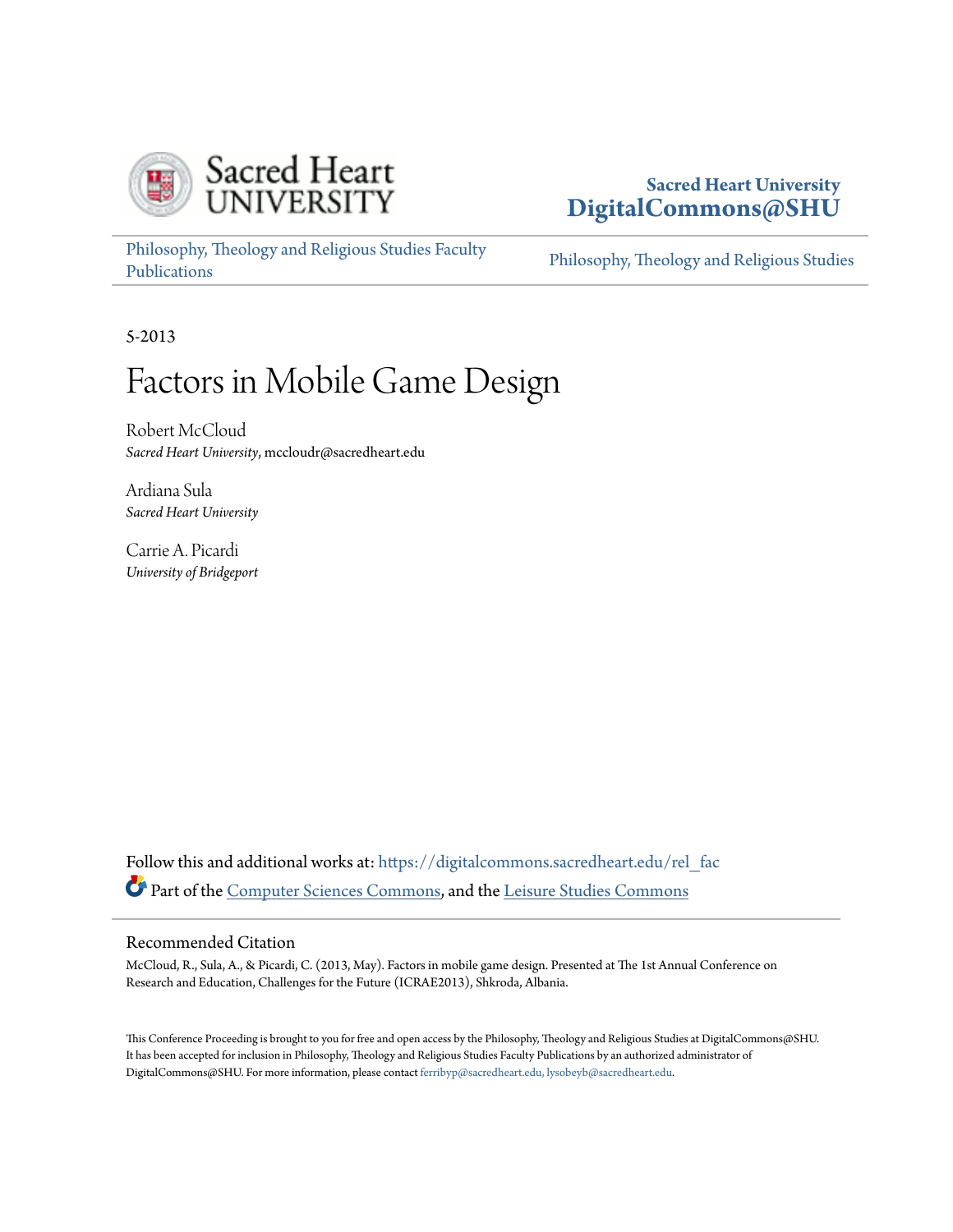Sacred Heart University
DigitalCommons@SHU

Philosophy, Theology and Religious Studies Faculty Publications

Philosophy, Theology and Religious Studies

5-2013

# Factors in Mobile Game Design

Robert McCloud
*Sacred Heart University*, mccloudr@sacredheart.edu

Ardiana Sula
*Sacred Heart University*

Carrie A. Picardi
*University of Bridgeport*

Follow this and additional works at: https://digitalcommons.sacredheart.edu/rel_fac

Part of the Computer Sciences Commons, and the Leisure Studies Commons

## Recommended Citation

McCloud, R., Sula, A., & Picardi, C. (2013, May). Factors in mobile game design. Presented at The 1st Annual Conference on Research and Education, Challenges for the Future (ICRAE2013), Shkroda, Albania.

This Conference Proceeding is brought to you for free and open access by the Philosophy, Theology and Religious Studies at DigitalCommons@SHU. It has been accepted for inclusion in Philosophy, Theology and Religious Studies Faculty Publications by an authorized administrator of DigitalCommons@SHU. For more information, please contact ferribyp@sacredheart.edu, lysobeyb@sacredheart.edu.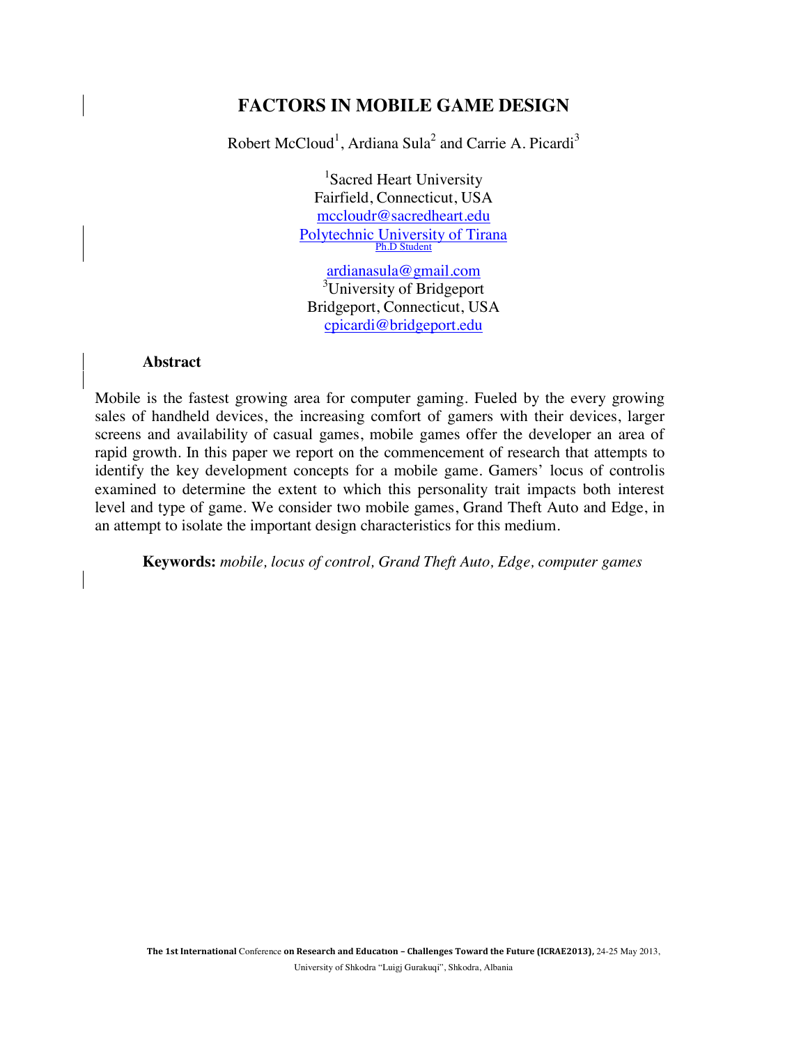# FACTORS IN MOBILE GAME DESIGN

Robert McCloud[1], Ardiana Sula[2] and Carrie A. Picardi[3]

[1]Sacred Heart University
Fairfield, Connecticut, USA
mccloudr@sacredheart.edu
Polytechnic University of Tirana
Ph.D Student

ardianasula@gmail.com
[3]University of Bridgeport
Bridgeport, Connecticut, USA
cpicardi@bridgeport.edu

## Abstract

Mobile is the fastest growing area for computer gaming. Fueled by the every growing sales of handheld devices, the increasing comfort of gamers with their devices, larger screens and availability of casual games, mobile games offer the developer an area of rapid growth. In this paper we report on the commencement of research that attempts to identify the key development concepts for a mobile game. Gamers' locus of controlis examined to determine the extent to which this personality trait impacts both interest level and type of game. We consider two mobile games, Grand Theft Auto and Edge, in an attempt to isolate the important design characteristics for this medium.

**Keywords:** *mobile, locus of control, Grand Theft Auto, Edge, computer games*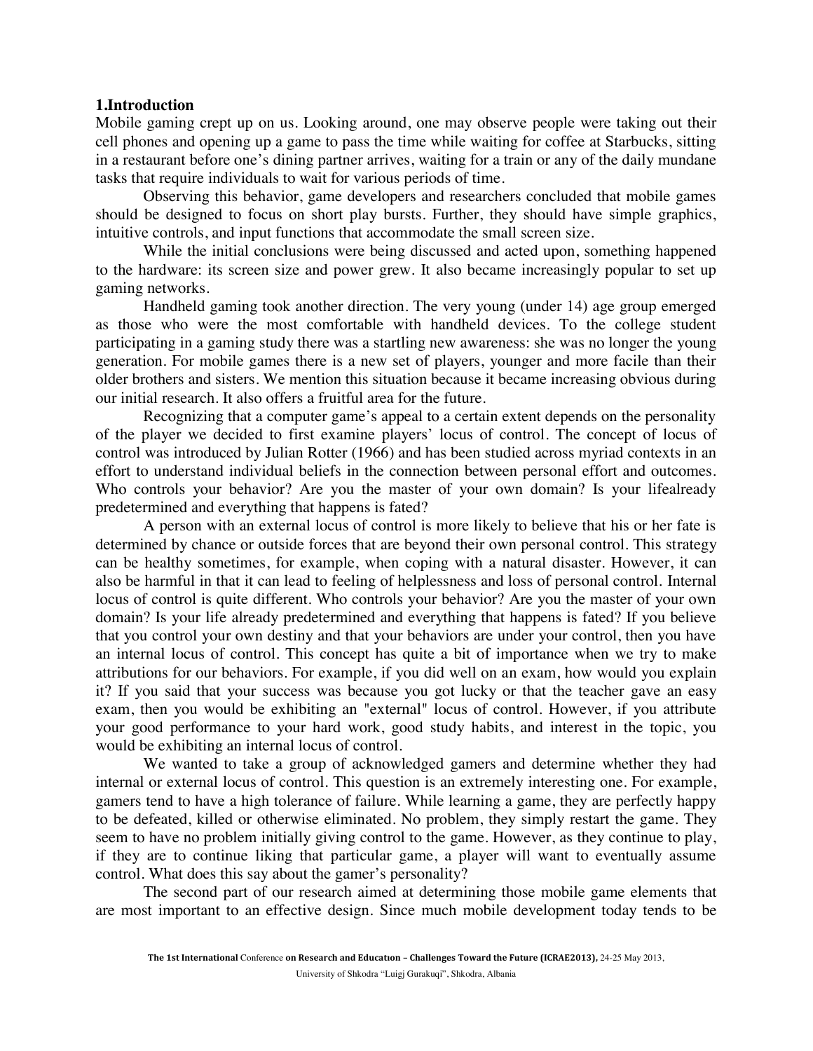## 1.Introduction

Mobile gaming crept up on us. Looking around, one may observe people were taking out their cell phones and opening up a game to pass the time while waiting for coffee at Starbucks, sitting in a restaurant before one's dining partner arrives, waiting for a train or any of the daily mundane tasks that require individuals to wait for various periods of time.

Observing this behavior, game developers and researchers concluded that mobile games should be designed to focus on short play bursts. Further, they should have simple graphics, intuitive controls, and input functions that accommodate the small screen size.

While the initial conclusions were being discussed and acted upon, something happened to the hardware: its screen size and power grew. It also became increasingly popular to set up gaming networks.

Handheld gaming took another direction. The very young (under 14) age group emerged as those who were the most comfortable with handheld devices. To the college student participating in a gaming study there was a startling new awareness: she was no longer the young generation. For mobile games there is a new set of players, younger and more facile than their older brothers and sisters. We mention this situation because it became increasing obvious during our initial research. It also offers a fruitful area for the future.

Recognizing that a computer game's appeal to a certain extent depends on the personality of the player we decided to first examine players' locus of control. The concept of locus of control was introduced by Julian Rotter (1966) and has been studied across myriad contexts in an effort to understand individual beliefs in the connection between personal effort and outcomes. Who controls your behavior? Are you the master of your own domain? Is your lifealready predetermined and everything that happens is fated?

A person with an external locus of control is more likely to believe that his or her fate is determined by chance or outside forces that are beyond their own personal control. This strategy can be healthy sometimes, for example, when coping with a natural disaster. However, it can also be harmful in that it can lead to feeling of helplessness and loss of personal control. Internal locus of control is quite different. Who controls your behavior? Are you the master of your own domain? Is your life already predetermined and everything that happens is fated? If you believe that you control your own destiny and that your behaviors are under your control, then you have an internal locus of control. This concept has quite a bit of importance when we try to make attributions for our behaviors. For example, if you did well on an exam, how would you explain it? If you said that your success was because you got lucky or that the teacher gave an easy exam, then you would be exhibiting an "external" locus of control. However, if you attribute your good performance to your hard work, good study habits, and interest in the topic, you would be exhibiting an internal locus of control.

We wanted to take a group of acknowledged gamers and determine whether they had internal or external locus of control. This question is an extremely interesting one. For example, gamers tend to have a high tolerance of failure. While learning a game, they are perfectly happy to be defeated, killed or otherwise eliminated. No problem, they simply restart the game. They seem to have no problem initially giving control to the game. However, as they continue to play, if they are to continue liking that particular game, a player will want to eventually assume control. What does this say about the gamer's personality?

The second part of our research aimed at determining those mobile game elements that are most important to an effective design. Since much mobile development today tends to be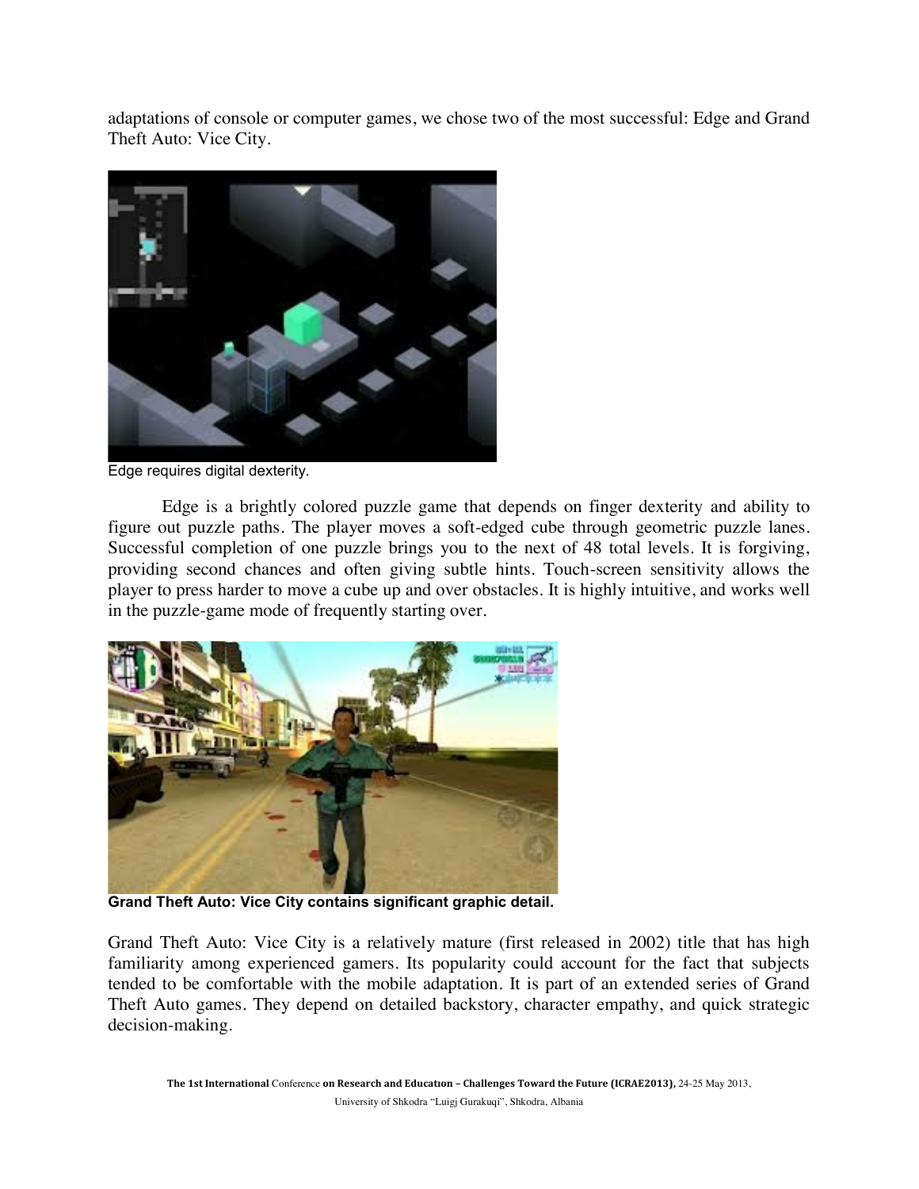adaptations of console or computer games, we chose two of the most successful: Edge and Grand Theft Auto: Vice City.

Edge requires digital dexterity.

Edge is a brightly colored puzzle game that depends on finger dexterity and ability to figure out puzzle paths. The player moves a soft-edged cube through geometric puzzle lanes. Successful completion of one puzzle brings you to the next of 48 total levels. It is forgiving, providing second chances and often giving subtle hints. Touch-screen sensitivity allows the player to press harder to move a cube up and over obstacles. It is highly intuitive, and works well in the puzzle-game mode of frequently starting over.

**Grand Theft Auto: Vice City contains significant graphic detail.**

Grand Theft Auto: Vice City is a relatively mature (first released in 2002) title that has high familiarity among experienced gamers. Its popularity could account for the fact that subjects tended to be comfortable with the mobile adaptation. It is part of an extended series of Grand Theft Auto games. They depend on detailed backstory, character empathy, and quick strategic decision-making.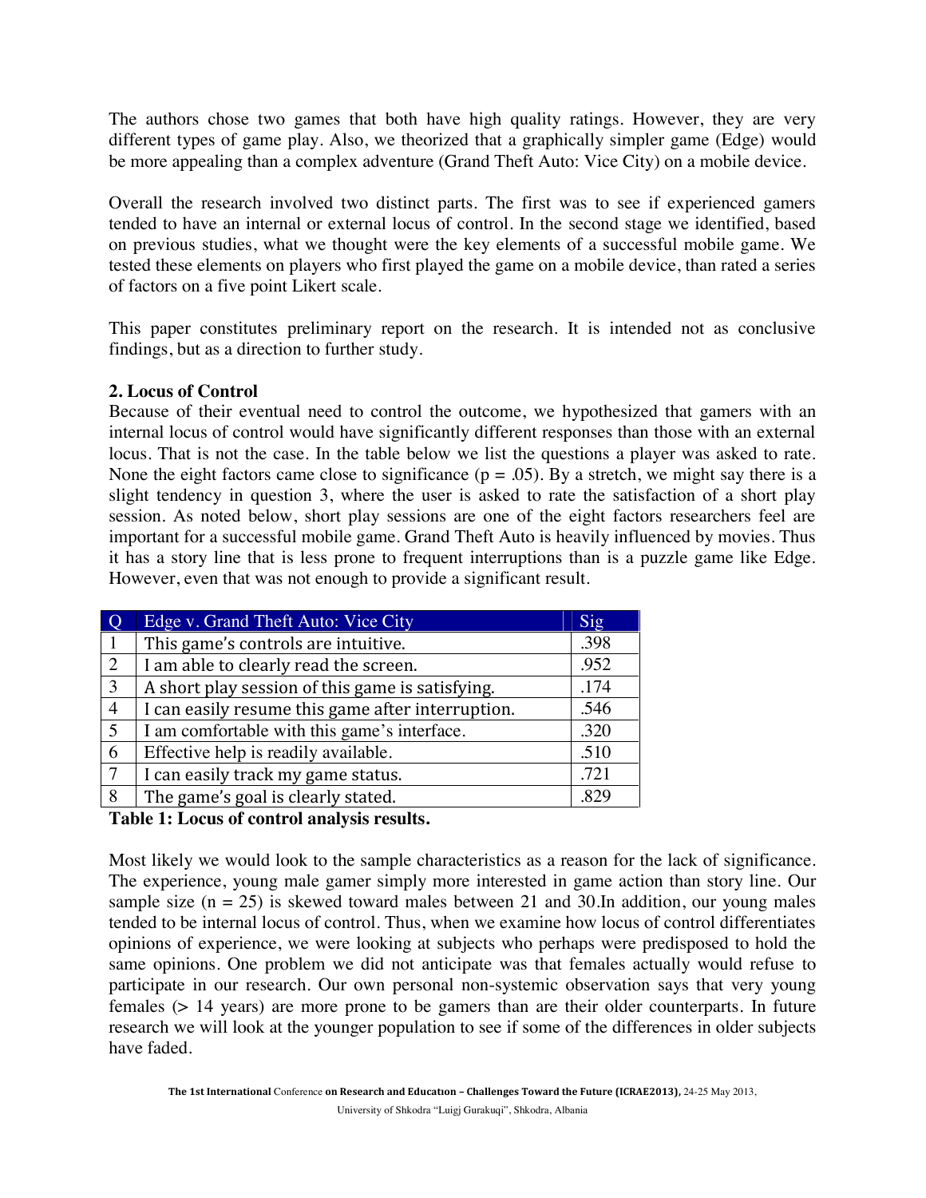The authors chose two games that both have high quality ratings. However, they are very different types of game play. Also, we theorized that a graphically simpler game (Edge) would be more appealing than a complex adventure (Grand Theft Auto: Vice City) on a mobile device.

Overall the research involved two distinct parts. The first was to see if experienced gamers tended to have an internal or external locus of control. In the second stage we identified, based on previous studies, what we thought were the key elements of a successful mobile game. We tested these elements on players who first played the game on a mobile device, than rated a series of factors on a five point Likert scale.

This paper constitutes preliminary report on the research. It is intended not as conclusive findings, but as a direction to further study.

## 2. Locus of Control

Because of their eventual need to control the outcome, we hypothesized that gamers with an internal locus of control would have significantly different responses than those with an external locus. That is not the case. In the table below we list the questions a player was asked to rate. None the eight factors came close to significance ($p = .05$). By a stretch, we might say there is a slight tendency in question 3, where the user is asked to rate the satisfaction of a short play session. As noted below, short play sessions are one of the eight factors researchers feel are important for a successful mobile game. Grand Theft Auto is heavily influenced by movies. Thus it has a story line that is less prone to frequent interruptions than is a puzzle game like Edge. However, even that was not enough to provide a significant result.

| Q | Edge v. Grand Theft Auto: Vice City | Sig |
|---|---|---|
| 1 | This game's controls are intuitive. | .398 |
| 2 | I am able to clearly read the screen. | .952 |
| 3 | A short play session of this game is satisfying. | .174 |
| 4 | I can easily resume this game after interruption. | .546 |
| 5 | I am comfortable with this game's interface. | .320 |
| 6 | Effective help is readily available. | .510 |
| 7 | I can easily track my game status. | .721 |
| 8 | The game's goal is clearly stated. | .829 |

**Table 1: Locus of control analysis results.**

Most likely we would look to the sample characteristics as a reason for the lack of significance. The experience, young male gamer simply more interested in game action than story line. Our sample size ($n = 25$) is skewed toward males between 21 and 30.In addition, our young males tended to be internal locus of control. Thus, when we examine how locus of control differentiates opinions of experience, we were looking at subjects who perhaps were predisposed to hold the same opinions. One problem we did not anticipate was that females actually would refuse to participate in our research. Our own personal non-systemic observation says that very young females (> 14 years) are more prone to be gamers than are their older counterparts. In future research we will look at the younger population to see if some of the differences in older subjects have faded.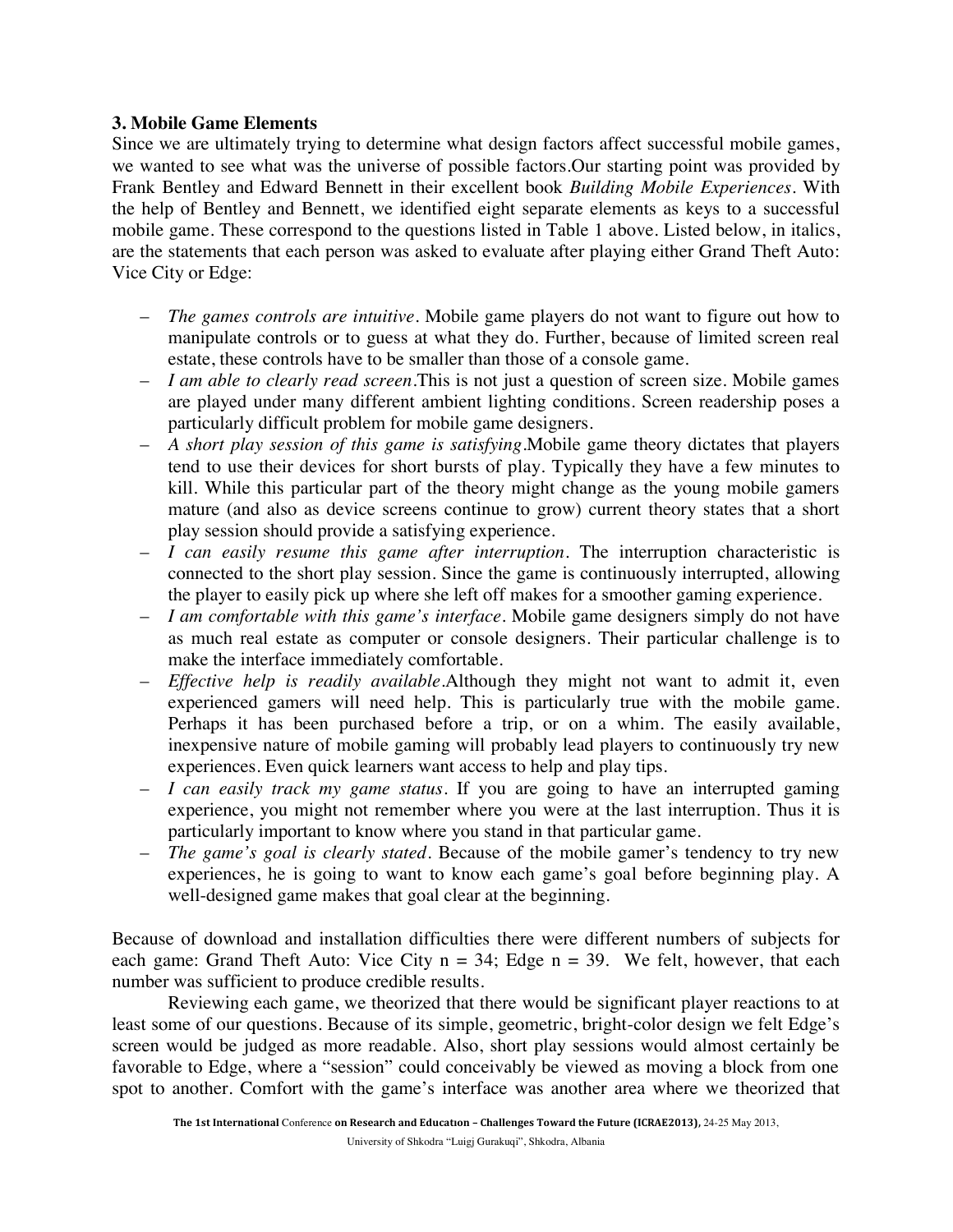### 3. Mobile Game Elements

Since we are ultimately trying to determine what design factors affect successful mobile games, we wanted to see what was the universe of possible factors.Our starting point was provided by Frank Bentley and Edward Bennett in their excellent book *Building Mobile Experiences*. With the help of Bentley and Bennett, we identified eight separate elements as keys to a successful mobile game. These correspond to the questions listed in Table 1 above. Listed below, in italics, are the statements that each person was asked to evaluate after playing either Grand Theft Auto: Vice City or Edge:

- *The games controls are intuitive*. Mobile game players do not want to figure out how to manipulate controls or to guess at what they do. Further, because of limited screen real estate, these controls have to be smaller than those of a console game.
- *I am able to clearly read screen*.This is not just a question of screen size. Mobile games are played under many different ambient lighting conditions. Screen readership poses a particularly difficult problem for mobile game designers.
- *A short play session of this game is satisfying*.Mobile game theory dictates that players tend to use their devices for short bursts of play. Typically they have a few minutes to kill. While this particular part of the theory might change as the young mobile gamers mature (and also as device screens continue to grow) current theory states that a short play session should provide a satisfying experience.
- *I can easily resume this game after interruption*. The interruption characteristic is connected to the short play session. Since the game is continuously interrupted, allowing the player to easily pick up where she left off makes for a smoother gaming experience.
- *I am comfortable with this game's interface*. Mobile game designers simply do not have as much real estate as computer or console designers. Their particular challenge is to make the interface immediately comfortable.
- *Effective help is readily available*.Although they might not want to admit it, even experienced gamers will need help. This is particularly true with the mobile game. Perhaps it has been purchased before a trip, or on a whim. The easily available, inexpensive nature of mobile gaming will probably lead players to continuously try new experiences. Even quick learners want access to help and play tips.
- *I can easily track my game status*. If you are going to have an interrupted gaming experience, you might not remember where you were at the last interruption. Thus it is particularly important to know where you stand in that particular game.
- *The game's goal is clearly stated*. Because of the mobile gamer's tendency to try new experiences, he is going to want to know each game's goal before beginning play. A well-designed game makes that goal clear at the beginning.

Because of download and installation difficulties there were different numbers of subjects for each game: Grand Theft Auto: Vice City $n = 34$; Edge $n = 39$. We felt, however, that each number was sufficient to produce credible results.

Reviewing each game, we theorized that there would be significant player reactions to at least some of our questions. Because of its simple, geometric, bright-color design we felt Edge's screen would be judged as more readable. Also, short play sessions would almost certainly be favorable to Edge, where a "session" could conceivably be viewed as moving a block from one spot to another. Comfort with the game's interface was another area where we theorized that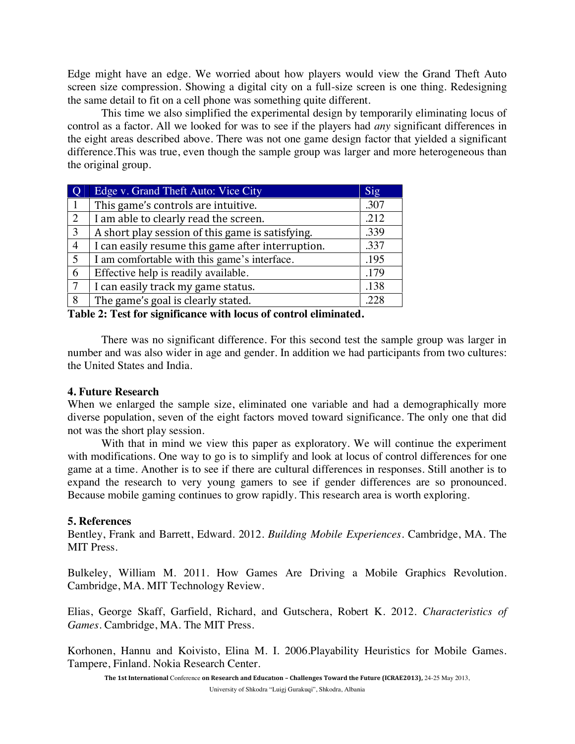Edge might have an edge. We worried about how players would view the Grand Theft Auto screen size compression. Showing a digital city on a full-size screen is one thing. Redesigning the same detail to fit on a cell phone was something quite different.

This time we also simplified the experimental design by temporarily eliminating locus of control as a factor. All we looked for was to see if the players had *any* significant differences in the eight areas described above. There was not one game design factor that yielded a significant difference.This was true, even though the sample group was larger and more heterogeneous than the original group.

| Q | Edge v. Grand Theft Auto: Vice City | Sig |
|---|---|---|
| 1 | This game's controls are intuitive. | .307 |
| 2 | I am able to clearly read the screen. | .212 |
| 3 | A short play session of this game is satisfying. | .339 |
| 4 | I can easily resume this game after interruption. | .337 |
| 5 | I am comfortable with this game's interface. | .195 |
| 6 | Effective help is readily available. | .179 |
| 7 | I can easily track my game status. | .138 |
| 8 | The game's goal is clearly stated. | .228 |

**Table 2: Test for significance with locus of control eliminated.**

There was no significant difference. For this second test the sample group was larger in number and was also wider in age and gender. In addition we had participants from two cultures: the United States and India.

## 4. Future Research

When we enlarged the sample size, eliminated one variable and had a demographically more diverse population, seven of the eight factors moved toward significance. The only one that did not was the short play session.

With that in mind we view this paper as exploratory. We will continue the experiment with modifications. One way to go is to simplify and look at locus of control differences for one game at a time. Another is to see if there are cultural differences in responses. Still another is to expand the research to very young gamers to see if gender differences are so pronounced. Because mobile gaming continues to grow rapidly. This research area is worth exploring.

## 5. References

Bentley, Frank and Barrett, Edward. 2012. *Building Mobile Experiences*. Cambridge, MA. The MIT Press.

Bulkeley, William M. 2011. How Games Are Driving a Mobile Graphics Revolution. Cambridge, MA. MIT Technology Review.

Elias, George Skaff, Garfield, Richard, and Gutschera, Robert K. 2012. *Characteristics of Games*. Cambridge, MA. The MIT Press.

Korhonen, Hannu and Koivisto, Elina M. I. 2006.Playability Heuristics for Mobile Games. Tampere, Finland. Nokia Research Center.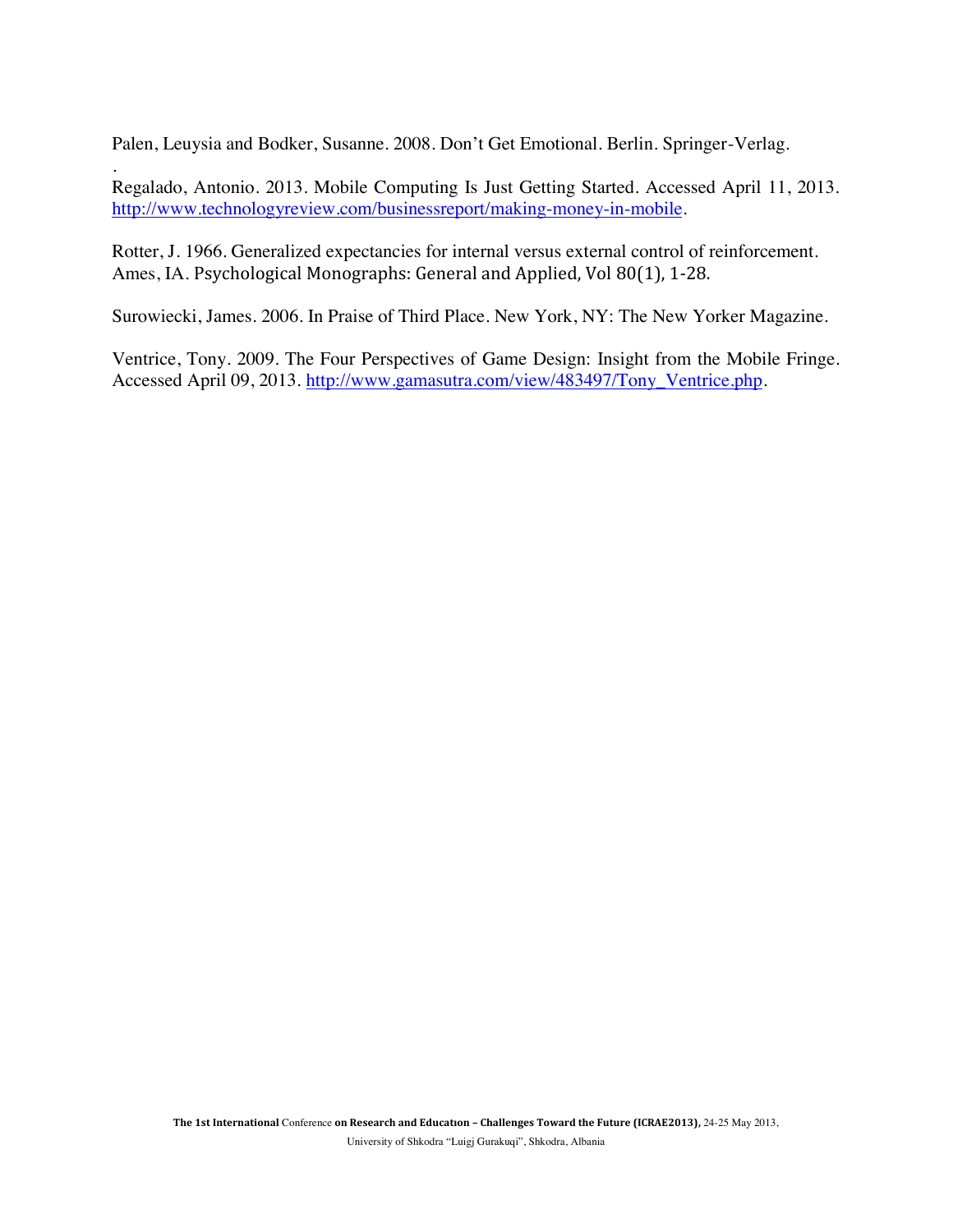Palen, Leuysia and Bodker, Susanne. 2008. Don't Get Emotional. Berlin. Springer-Verlag.

.

Regalado, Antonio. 2013. Mobile Computing Is Just Getting Started. Accessed April 11, 2013. http://www.technologyreview.com/businessreport/making-money-in-mobile.

Rotter, J. 1966. Generalized expectancies for internal versus external control of reinforcement. Ames, IA. Psychological Monographs: General and Applied, Vol 80(1), 1-28.

Surowiecki, James. 2006. In Praise of Third Place. New York, NY: The New Yorker Magazine.

Ventrice, Tony. 2009. The Four Perspectives of Game Design: Insight from the Mobile Fringe. Accessed April 09, 2013. http://www.gamasutra.com/view/483497/Tony_Ventrice.php.